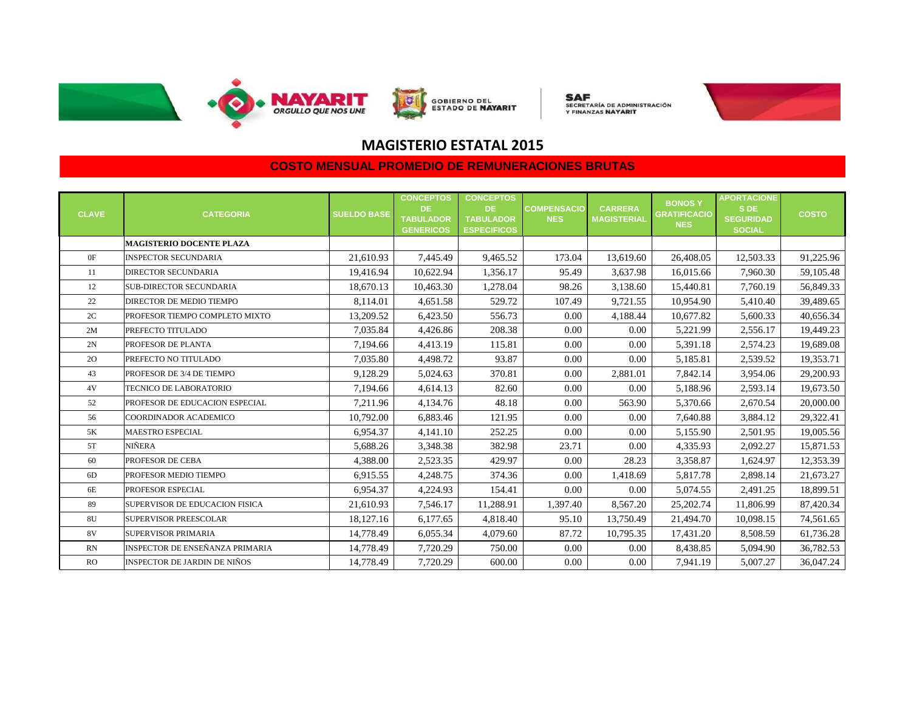# MAGISTERIO ESTATAL 2015

## COSTO MENSUAL PROMEDIO DE REMUNERACIONES BRUTAS

| CLAVE | CATEGORIA | SUELDO BASE | CONCEPTOS DE TABULADOR GENERICOS | CONCEPTOS DE TABULADOR ESPECIFICOS | COMPENSACIONES | CARRERA MAGISTERIAL | BONOS Y GRATIFICACIONES | APORTACIONES DE SEGURIDAD SOCIAL | COSTO |
|---|---|---|---|---|---|---|---|---|---|
| | **MAGISTERIO DOCENTE PLAZA** | | | | | | | | |
| 0F | INSPECTOR SECUNDARIA | 21,610.93 | 7,445.49 | 9,465.52 | 173.04 | 13,619.60 | 26,408.05 | 12,503.33 | 91,225.96 |
| 11 | DIRECTOR SECUNDARIA | 19,416.94 | 10,622.94 | 1,356.17 | 95.49 | 3,637.98 | 16,015.66 | 7,960.30 | 59,105.48 |
| 12 | SUB-DIRECTOR SECUNDARIA | 18,670.13 | 10,463.30 | 1,278.04 | 98.26 | 3,138.60 | 15,440.81 | 7,760.19 | 56,849.33 |
| 22 | DIRECTOR DE MEDIO TIEMPO | 8,114.01 | 4,651.58 | 529.72 | 107.49 | 9,721.55 | 10,954.90 | 5,410.40 | 39,489.65 |
| 2C | PROFESOR TIEMPO COMPLETO MIXTO | 13,209.52 | 6,423.50 | 556.73 | 0.00 | 4,188.44 | 10,677.82 | 5,600.33 | 40,656.34 |
| 2M | PREFECTO TITULADO | 7,035.84 | 4,426.86 | 208.38 | 0.00 | 0.00 | 5,221.99 | 2,556.17 | 19,449.23 |
| 2N | PROFESOR DE PLANTA | 7,194.66 | 4,413.19 | 115.81 | 0.00 | 0.00 | 5,391.18 | 2,574.23 | 19,689.08 |
| 2O | PREFECTO NO TITULADO | 7,035.80 | 4,498.72 | 93.87 | 0.00 | 0.00 | 5,185.81 | 2,539.52 | 19,353.71 |
| 43 | PROFESOR DE 3/4 DE TIEMPO | 9,128.29 | 5,024.63 | 370.81 | 0.00 | 2,881.01 | 7,842.14 | 3,954.06 | 29,200.93 |
| 4V | TECNICO DE LABORATORIO | 7,194.66 | 4,614.13 | 82.60 | 0.00 | 0.00 | 5,188.96 | 2,593.14 | 19,673.50 |
| 52 | PROFESOR DE EDUCACION ESPECIAL | 7,211.96 | 4,134.76 | 48.18 | 0.00 | 563.90 | 5,370.66 | 2,670.54 | 20,000.00 |
| 56 | COORDINADOR ACADEMICO | 10,792.00 | 6,883.46 | 121.95 | 0.00 | 0.00 | 7,640.88 | 3,884.12 | 29,322.41 |
| 5K | MAESTRO ESPECIAL | 6,954.37 | 4,141.10 | 252.25 | 0.00 | 0.00 | 5,155.90 | 2,501.95 | 19,005.56 |
| 5T | NIÑERA | 5,688.26 | 3,348.38 | 382.98 | 23.71 | 0.00 | 4,335.93 | 2,092.27 | 15,871.53 |
| 60 | PROFESOR DE CEBA | 4,388.00 | 2,523.35 | 429.97 | 0.00 | 28.23 | 3,358.87 | 1,624.97 | 12,353.39 |
| 6D | PROFESOR MEDIO TIEMPO | 6,915.55 | 4,248.75 | 374.36 | 0.00 | 1,418.69 | 5,817.78 | 2,898.14 | 21,673.27 |
| 6E | PROFESOR ESPECIAL | 6,954.37 | 4,224.93 | 154.41 | 0.00 | 0.00 | 5,074.55 | 2,491.25 | 18,899.51 |
| 89 | SUPERVISOR DE EDUCACION FISICA | 21,610.93 | 7,546.17 | 11,288.91 | 1,397.40 | 8,567.20 | 25,202.74 | 11,806.99 | 87,420.34 |
| 8U | SUPERVISOR PREESCOLAR | 18,127.16 | 6,177.65 | 4,818.40 | 95.10 | 13,750.49 | 21,494.70 | 10,098.15 | 74,561.65 |
| 8V | SUPERVISOR PRIMARIA | 14,778.49 | 6,055.34 | 4,079.60 | 87.72 | 10,795.35 | 17,431.20 | 8,508.59 | 61,736.28 |
| RN | INSPECTOR DE ENSEÑANZA PRIMARIA | 14,778.49 | 7,720.29 | 750.00 | 0.00 | 0.00 | 8,438.85 | 5,094.90 | 36,782.53 |
| RO | INSPECTOR DE JARDIN DE NIÑOS | 14,778.49 | 7,720.29 | 600.00 | 0.00 | 0.00 | 7,941.19 | 5,007.27 | 36,047.24 |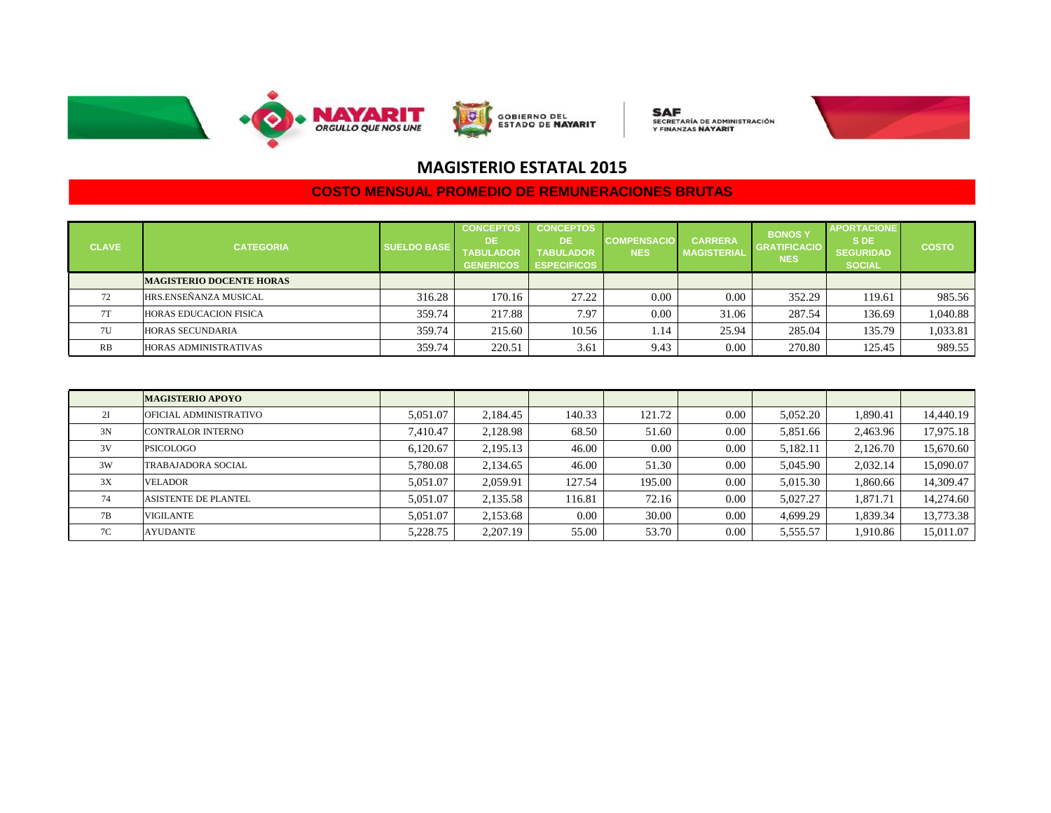# MAGISTERIO ESTATAL 2015

## COSTO MENSUAL PROMEDIO DE REMUNERACIONES BRUTAS

| CLAVE | CATEGORIA | SUELDO BASE | CONCEPTOS DE TABULADOR GENERICOS | CONCEPTOS DE TABULADOR ESPECIFICOS | COMPENSACIONES | CARRERA MAGISTERIAL | BONOS Y GRATIFICACIONES | APORTACIONES DE SEGURIDAD SOCIAL | COSTO |
|---|---|---|---|---|---|---|---|---|---|
| | **MAGISTERIO DOCENTE HORAS** | | | | | | | | |
| 72 | HRS.ENSEÑANZA MUSICAL | 316.28 | 170.16 | 27.22 | 0.00 | 0.00 | 352.29 | 119.61 | 985.56 |
| 7T | HORAS EDUCACION FISICA | 359.74 | 217.88 | 7.97 | 0.00 | 31.06 | 287.54 | 136.69 | 1,040.88 |
| 7U | HORAS SECUNDARIA | 359.74 | 215.60 | 10.56 | 1.14 | 25.94 | 285.04 | 135.79 | 1,033.81 |
| RB | HORAS ADMINISTRATIVAS | 359.74 | 220.51 | 3.61 | 9.43 | 0.00 | 270.80 | 125.45 | 989.55 |

| CLAVE | CATEGORIA | SUELDO BASE | CONCEPTOS DE TABULADOR GENERICOS | CONCEPTOS DE TABULADOR ESPECIFICOS | COMPENSACIONES | CARRERA MAGISTERIAL | BONOS Y GRATIFICACIONES | APORTACIONES DE SEGURIDAD SOCIAL | COSTO |
|---|---|---|---|---|---|---|---|---|---|
| | **MAGISTERIO APOYO** | | | | | | | | |
| 2I | OFICIAL ADMINISTRATIVO | 5,051.07 | 2,184.45 | 140.33 | 121.72 | 0.00 | 5,052.20 | 1,890.41 | 14,440.19 |
| 3N | CONTRALOR INTERNO | 7,410.47 | 2,128.98 | 68.50 | 51.60 | 0.00 | 5,851.66 | 2,463.96 | 17,975.18 |
| 3V | PSICOLOGO | 6,120.67 | 2,195.13 | 46.00 | 0.00 | 0.00 | 5,182.11 | 2,126.70 | 15,670.60 |
| 3W | TRABAJADORA SOCIAL | 5,780.08 | 2,134.65 | 46.00 | 51.30 | 0.00 | 5,045.90 | 2,032.14 | 15,090.07 |
| 3X | VELADOR | 5,051.07 | 2,059.91 | 127.54 | 195.00 | 0.00 | 5,015.30 | 1,860.66 | 14,309.47 |
| 74 | ASISTENTE DE PLANTEL | 5,051.07 | 2,135.58 | 116.81 | 72.16 | 0.00 | 5,027.27 | 1,871.71 | 14,274.60 |
| 7B | VIGILANTE | 5,051.07 | 2,153.68 | 0.00 | 30.00 | 0.00 | 4,699.29 | 1,839.34 | 13,773.38 |
| 7C | AYUDANTE | 5,228.75 | 2,207.19 | 55.00 | 53.70 | 0.00 | 5,555.57 | 1,910.86 | 15,011.07 |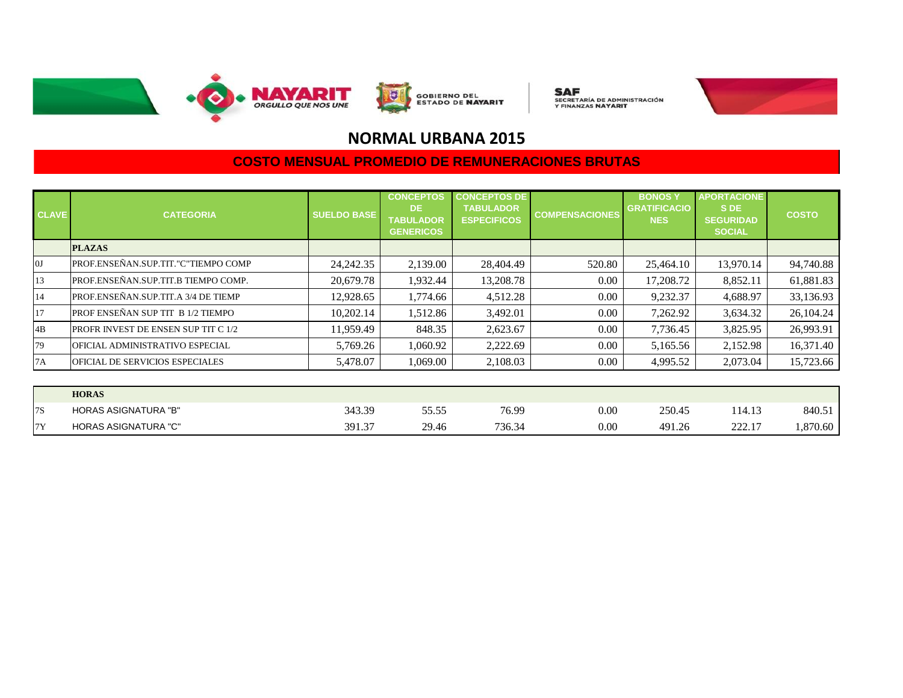NAYARIT ORGULLO QUE NOS UNE

GOBIERNO DEL ESTADO DE NAYARIT

SAF SECRETARÍA DE ADMINISTRACIÓN Y FINANZAS NAYARIT

# NORMAL URBANA 2015

## COSTO MENSUAL PROMEDIO DE REMUNERACIONES BRUTAS

| CLAVE | CATEGORIA | SUELDO BASE | CONCEPTOS DE TABULADOR GENERICOS | CONCEPTOS DE TABULADOR ESPECIFICOS | COMPENSACIONES | BONOS Y GRATIFICACIONES | APORTACIONES DE SEGURIDAD SOCIAL | COSTO |
|---|---|---|---|---|---|---|---|---|
| | **PLAZAS** | | | | | | | |
| 0J | PROF.ENSEÑAN.SUP.TIT."C"TIEMPO COMP | 24,242.35 | 2,139.00 | 28,404.49 | 520.80 | 25,464.10 | 13,970.14 | 94,740.88 |
| 13 | PROF.ENSEÑAN.SUP.TIT.B TIEMPO COMP. | 20,679.78 | 1,932.44 | 13,208.78 | 0.00 | 17,208.72 | 8,852.11 | 61,881.83 |
| 14 | PROF.ENSEÑAN.SUP.TIT.A 3/4 DE TIEMP | 12,928.65 | 1,774.66 | 4,512.28 | 0.00 | 9,232.37 | 4,688.97 | 33,136.93 |
| 17 | PROF ENSEÑAN SUP TIT B 1/2 TIEMPO | 10,202.14 | 1,512.86 | 3,492.01 | 0.00 | 7,262.92 | 3,634.32 | 26,104.24 |
| 4B | PROFR INVEST DE ENSEN SUP TIT C 1/2 | 11,959.49 | 848.35 | 2,623.67 | 0.00 | 7,736.45 | 3,825.95 | 26,993.91 |
| 79 | OFICIAL ADMINISTRATIVO ESPECIAL | 5,769.26 | 1,060.92 | 2,222.69 | 0.00 | 5,165.56 | 2,152.98 | 16,371.40 |
| 7A | OFICIAL DE SERVICIOS ESPECIALES | 5,478.07 | 1,069.00 | 2,108.03 | 0.00 | 4,995.52 | 2,073.04 | 15,723.66 |
| | **HORAS** | | | | | | | |
| 7S | HORAS ASIGNATURA "B" | 343.39 | 55.55 | 76.99 | 0.00 | 250.45 | 114.13 | 840.51 |
| 7Y | HORAS ASIGNATURA "C" | 391.37 | 29.46 | 736.34 | 0.00 | 491.26 | 222.17 | 1,870.60 |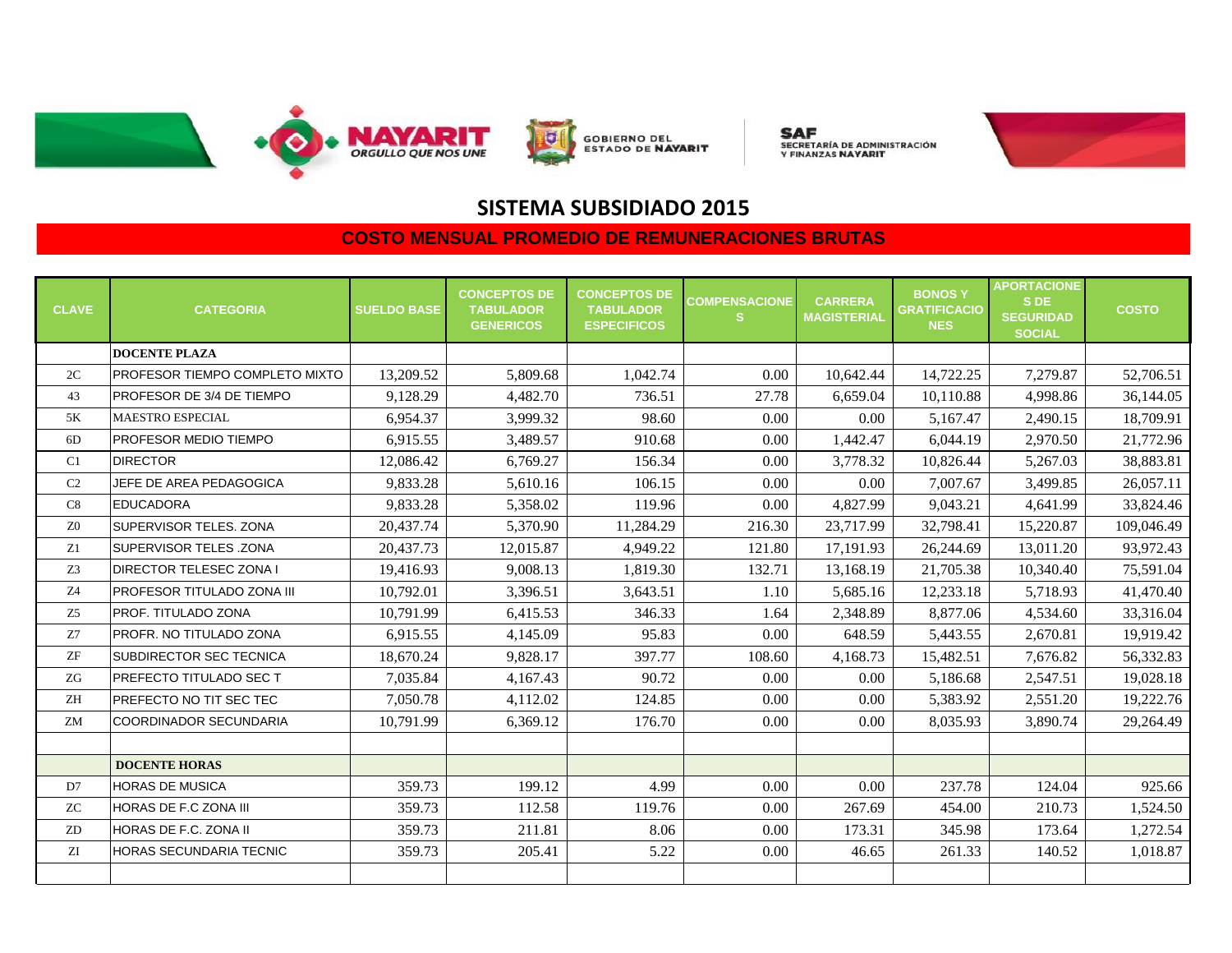# SISTEMA SUBSIDIADO 2015

## COSTO MENSUAL PROMEDIO DE REMUNERACIONES BRUTAS

| CLAVE | CATEGORIA | SUELDO BASE | CONCEPTOS DE TABULADOR GENERICOS | CONCEPTOS DE TABULADOR ESPECIFICOS | COMPENSACIONES | CARRERA MAGISTERIAL | BONOS Y GRATIFICACIONES | APORTACIONES DE SEGURIDAD SOCIAL | COSTO |
|---|---|---|---|---|---|---|---|---|---|
| | **DOCENTE PLAZA** | | | | | | | | |
| 2C | PROFESOR TIEMPO COMPLETO MIXTO | 13,209.52 | 5,809.68 | 1,042.74 | 0.00 | 10,642.44 | 14,722.25 | 7,279.87 | 52,706.51 |
| 43 | PROFESOR DE 3/4 DE TIEMPO | 9,128.29 | 4,482.70 | 736.51 | 27.78 | 6,659.04 | 10,110.88 | 4,998.86 | 36,144.05 |
| 5K | MAESTRO ESPECIAL | 6,954.37 | 3,999.32 | 98.60 | 0.00 | 0.00 | 5,167.47 | 2,490.15 | 18,709.91 |
| 6D | PROFESOR MEDIO TIEMPO | 6,915.55 | 3,489.57 | 910.68 | 0.00 | 1,442.47 | 6,044.19 | 2,970.50 | 21,772.96 |
| C1 | DIRECTOR | 12,086.42 | 6,769.27 | 156.34 | 0.00 | 3,778.32 | 10,826.44 | 5,267.03 | 38,883.81 |
| C2 | JEFE DE AREA PEDAGOGICA | 9,833.28 | 5,610.16 | 106.15 | 0.00 | 0.00 | 7,007.67 | 3,499.85 | 26,057.11 |
| C8 | EDUCADORA | 9,833.28 | 5,358.02 | 119.96 | 0.00 | 4,827.99 | 9,043.21 | 4,641.99 | 33,824.46 |
| Z0 | SUPERVISOR TELES. ZONA | 20,437.74 | 5,370.90 | 11,284.29 | 216.30 | 23,717.99 | 32,798.41 | 15,220.87 | 109,046.49 |
| Z1 | SUPERVISOR TELES .ZONA | 20,437.73 | 12,015.87 | 4,949.22 | 121.80 | 17,191.93 | 26,244.69 | 13,011.20 | 93,972.43 |
| Z3 | DIRECTOR TELESEC ZONA I | 19,416.93 | 9,008.13 | 1,819.30 | 132.71 | 13,168.19 | 21,705.38 | 10,340.40 | 75,591.04 |
| Z4 | PROFESOR TITULADO ZONA III | 10,792.01 | 3,396.51 | 3,643.51 | 1.10 | 5,685.16 | 12,233.18 | 5,718.93 | 41,470.40 |
| Z5 | PROF. TITULADO ZONA | 10,791.99 | 6,415.53 | 346.33 | 1.64 | 2,348.89 | 8,877.06 | 4,534.60 | 33,316.04 |
| Z7 | PROFR. NO TITULADO ZONA | 6,915.55 | 4,145.09 | 95.83 | 0.00 | 648.59 | 5,443.55 | 2,670.81 | 19,919.42 |
| ZF | SUBDIRECTOR SEC TECNICA | 18,670.24 | 9,828.17 | 397.77 | 108.60 | 4,168.73 | 15,482.51 | 7,676.82 | 56,332.83 |
| ZG | PREFECTO TITULADO SEC T | 7,035.84 | 4,167.43 | 90.72 | 0.00 | 0.00 | 5,186.68 | 2,547.51 | 19,028.18 |
| ZH | PREFECTO NO TIT SEC TEC | 7,050.78 | 4,112.02 | 124.85 | 0.00 | 0.00 | 5,383.92 | 2,551.20 | 19,222.76 |
| ZM | COORDINADOR SECUNDARIA | 10,791.99 | 6,369.12 | 176.70 | 0.00 | 0.00 | 8,035.93 | 3,890.74 | 29,264.49 |
| | | | | | | | | | |
| | **DOCENTE HORAS** | | | | | | | | |
| D7 | HORAS DE MUSICA | 359.73 | 199.12 | 4.99 | 0.00 | 0.00 | 237.78 | 124.04 | 925.66 |
| ZC | HORAS DE F.C ZONA III | 359.73 | 112.58 | 119.76 | 0.00 | 267.69 | 454.00 | 210.73 | 1,524.50 |
| ZD | HORAS DE F.C. ZONA II | 359.73 | 211.81 | 8.06 | 0.00 | 173.31 | 345.98 | 173.64 | 1,272.54 |
| ZI | HORAS SECUNDARIA TECNIC | 359.73 | 205.41 | 5.22 | 0.00 | 46.65 | 261.33 | 140.52 | 1,018.87 |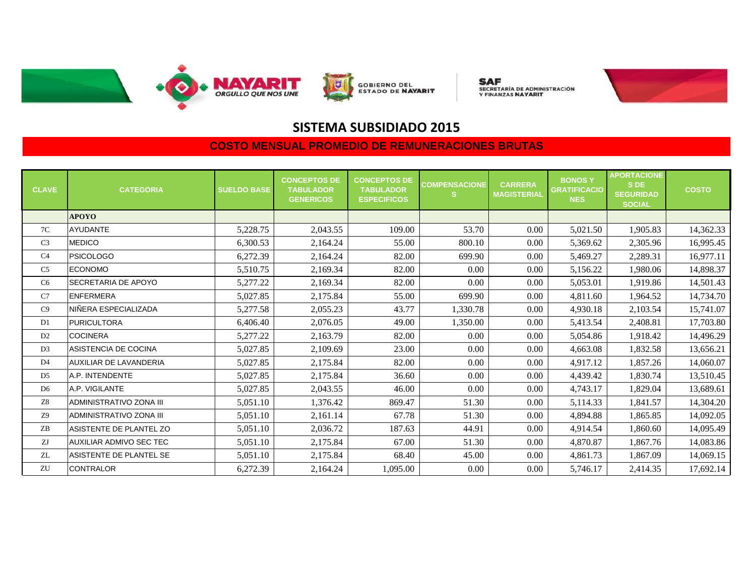## SISTEMA SUBSIDIADO 2015

### COSTO MENSUAL PROMEDIO DE REMUNERACIONES BRUTAS

| CLAVE | CATEGORIA | SUELDO BASE | CONCEPTOS DE TABULADOR GENERICOS | CONCEPTOS DE TABULADOR ESPECIFICOS | COMPENSACIONES | CARRERA MAGISTERIAL | BONOS Y GRATIFICACIONES | APORTACIONES DE SEGURIDAD SOCIAL | COSTO |
|---|---|---|---|---|---|---|---|---|---|
| | **APOYO** | | | | | | | | |
| 7C | AYUDANTE | 5,228.75 | 2,043.55 | 109.00 | 53.70 | 0.00 | 5,021.50 | 1,905.83 | 14,362.33 |
| C3 | MEDICO | 6,300.53 | 2,164.24 | 55.00 | 800.10 | 0.00 | 5,369.62 | 2,305.96 | 16,995.45 |
| C4 | PSICOLOGO | 6,272.39 | 2,164.24 | 82.00 | 699.90 | 0.00 | 5,469.27 | 2,289.31 | 16,977.11 |
| C5 | ECONOMO | 5,510.75 | 2,169.34 | 82.00 | 0.00 | 0.00 | 5,156.22 | 1,980.06 | 14,898.37 |
| C6 | SECRETARIA DE APOYO | 5,277.22 | 2,169.34 | 82.00 | 0.00 | 0.00 | 5,053.01 | 1,919.86 | 14,501.43 |
| C7 | ENFERMERA | 5,027.85 | 2,175.84 | 55.00 | 699.90 | 0.00 | 4,811.60 | 1,964.52 | 14,734.70 |
| C9 | NIÑERA ESPECIALIZADA | 5,277.58 | 2,055.23 | 43.77 | 1,330.78 | 0.00 | 4,930.18 | 2,103.54 | 15,741.07 |
| D1 | PURICULTORA | 6,406.40 | 2,076.05 | 49.00 | 1,350.00 | 0.00 | 5,413.54 | 2,408.81 | 17,703.80 |
| D2 | COCINERA | 5,277.22 | 2,163.79 | 82.00 | 0.00 | 0.00 | 5,054.86 | 1,918.42 | 14,496.29 |
| D3 | ASISTENCIA DE COCINA | 5,027.85 | 2,109.69 | 23.00 | 0.00 | 0.00 | 4,663.08 | 1,832.58 | 13,656.21 |
| D4 | AUXILIAR DE LAVANDERIA | 5,027.85 | 2,175.84 | 82.00 | 0.00 | 0.00 | 4,917.12 | 1,857.26 | 14,060.07 |
| D5 | A.P. INTENDENTE | 5,027.85 | 2,175.84 | 36.60 | 0.00 | 0.00 | 4,439.42 | 1,830.74 | 13,510.45 |
| D6 | A.P. VIGILANTE | 5,027.85 | 2,043.55 | 46.00 | 0.00 | 0.00 | 4,743.17 | 1,829.04 | 13,689.61 |
| Z8 | ADMINISTRATIVO ZONA III | 5,051.10 | 1,376.42 | 869.47 | 51.30 | 0.00 | 5,114.33 | 1,841.57 | 14,304.20 |
| Z9 | ADMINISTRATIVO ZONA III | 5,051.10 | 2,161.14 | 67.78 | 51.30 | 0.00 | 4,894.88 | 1,865.85 | 14,092.05 |
| ZB | ASISTENTE DE PLANTEL ZO | 5,051.10 | 2,036.72 | 187.63 | 44.91 | 0.00 | 4,914.54 | 1,860.60 | 14,095.49 |
| ZJ | AUXILIAR ADMIVO SEC TEC | 5,051.10 | 2,175.84 | 67.00 | 51.30 | 0.00 | 4,870.87 | 1,867.76 | 14,083.86 |
| ZL | ASISTENTE DE PLANTEL SE | 5,051.10 | 2,175.84 | 68.40 | 45.00 | 0.00 | 4,861.73 | 1,867.09 | 14,069.15 |
| ZU | CONTRALOR | 6,272.39 | 2,164.24 | 1,095.00 | 0.00 | 0.00 | 5,746.17 | 2,414.35 | 17,692.14 |